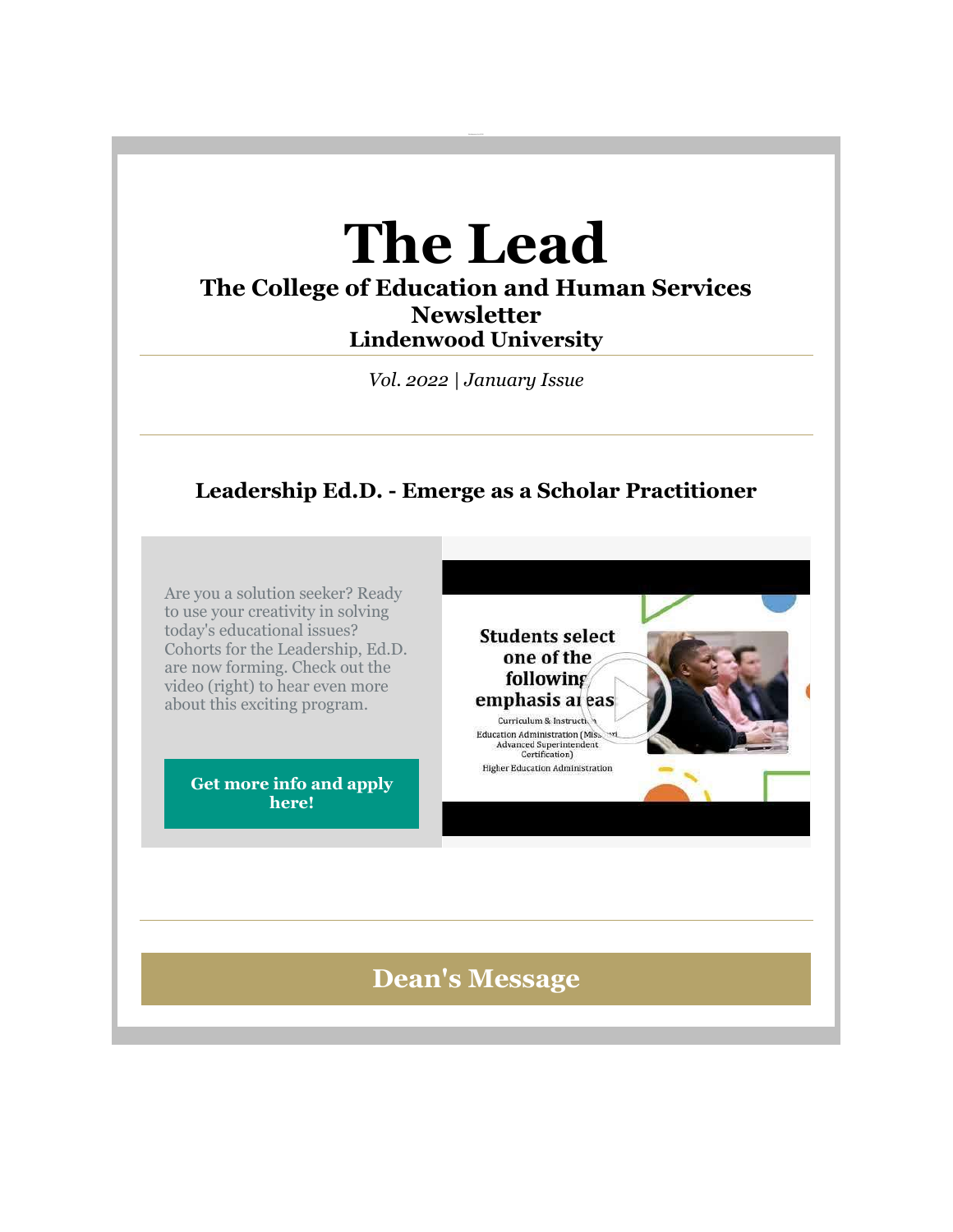# The Lead

## The College of Education and Human Services Newsletter

### Lindenwood University

*Vol. 2022 | January Issue*

---

### Leadership Ed.D. - Emerge as a Scholar Practitioner

Are you a solution seeker? Ready to use your creativity in solving today's educational issues? Cohorts for the Leadership, Ed.D. are now forming. Check out the video (right) to hear even more about this exciting program.

**Get more info and apply here!**

---

## Dean's Message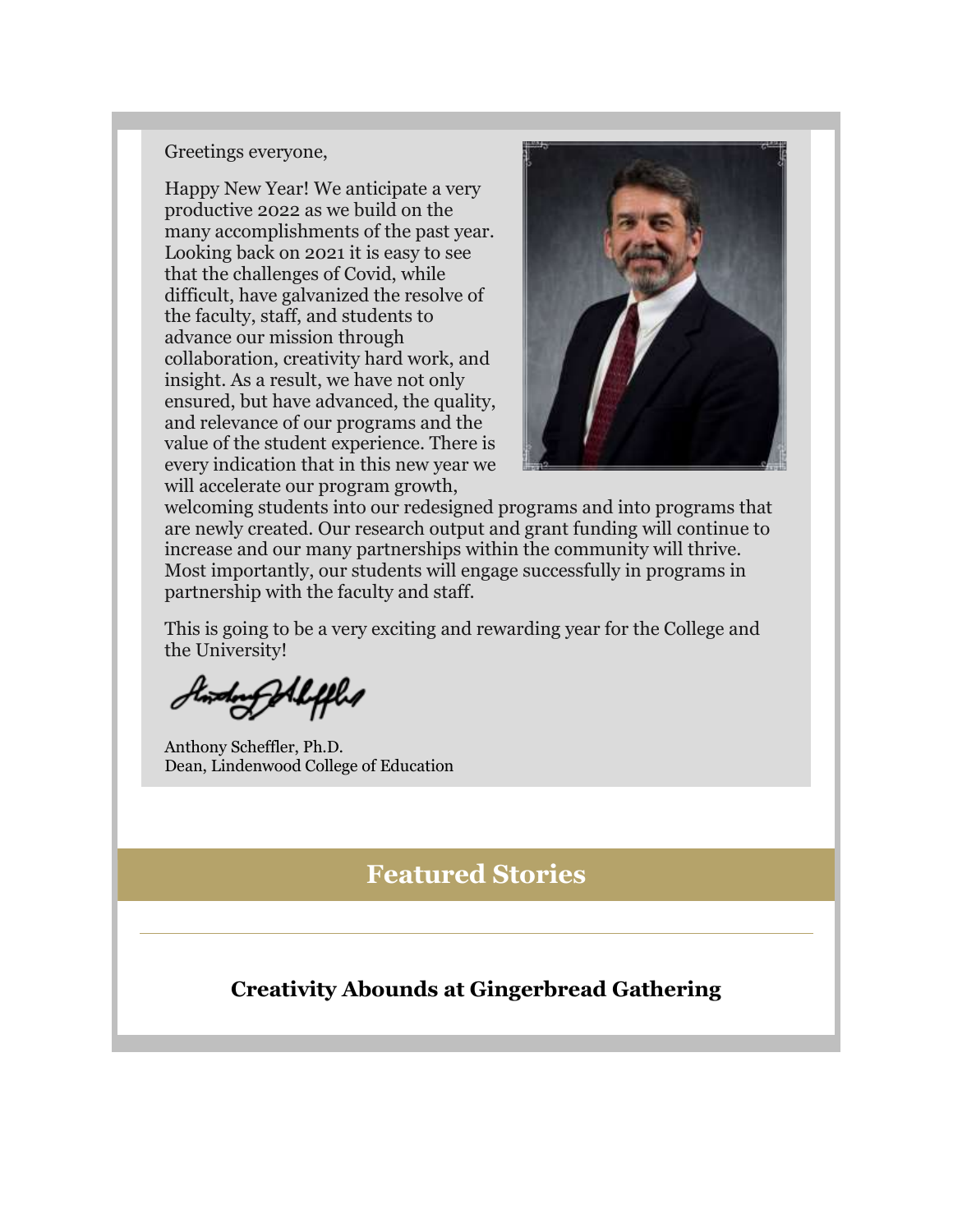Greetings everyone,

Happy New Year! We anticipate a very productive 2022 as we build on the many accomplishments of the past year. Looking back on 2021 it is easy to see that the challenges of Covid, while difficult, have galvanized the resolve of the faculty, staff, and students to advance our mission through collaboration, creativity hard work, and insight. As a result, we have not only ensured, but have advanced, the quality, and relevance of our programs and the value of the student experience. There is every indication that in this new year we will accelerate our program growth, welcoming students into our redesigned programs and into programs that are newly created. Our research output and grant funding will continue to increase and our many partnerships within the community will thrive. Most importantly, our students will engage successfully in programs in partnership with the faculty and staff.

This is going to be a very exciting and rewarding year for the College and the University!

Anthony Scheffler, Ph.D.
Dean, Lindenwood College of Education

## Featured Stories

### Creativity Abounds at Gingerbread Gathering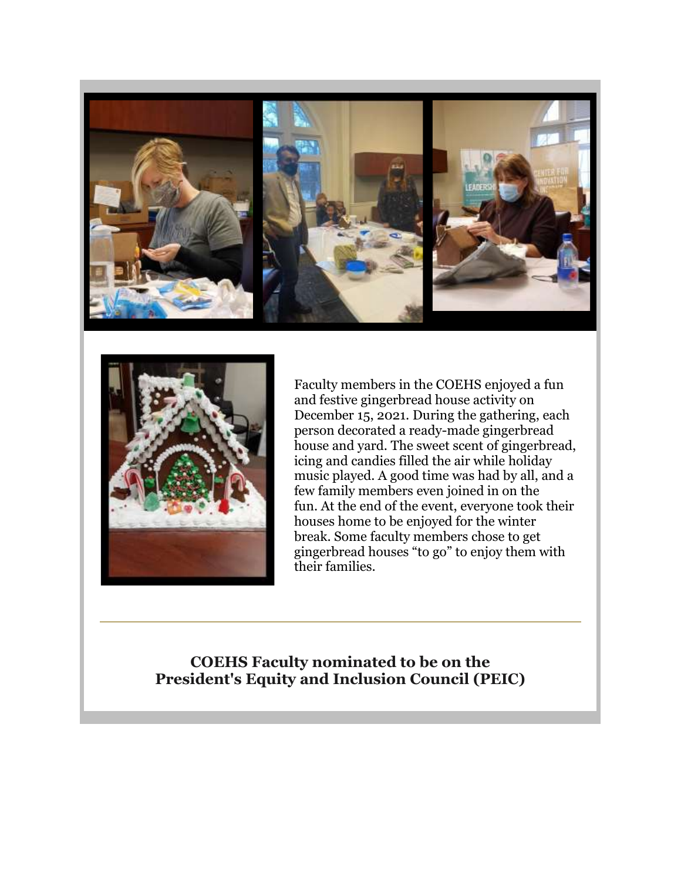Faculty members in the COEHS enjoyed a fun and festive gingerbread house activity on December 15, 2021. During the gathering, each person decorated a ready-made gingerbread house and yard. The sweet scent of gingerbread, icing and candies filled the air while holiday music played. A good time was had by all, and a few family members even joined in on the fun. At the end of the event, everyone took their houses home to be enjoyed for the winter break. Some faculty members chose to get gingerbread houses "to go" to enjoy them with their families.

---

## COEHS Faculty nominated to be on the President's Equity and Inclusion Council (PEIC)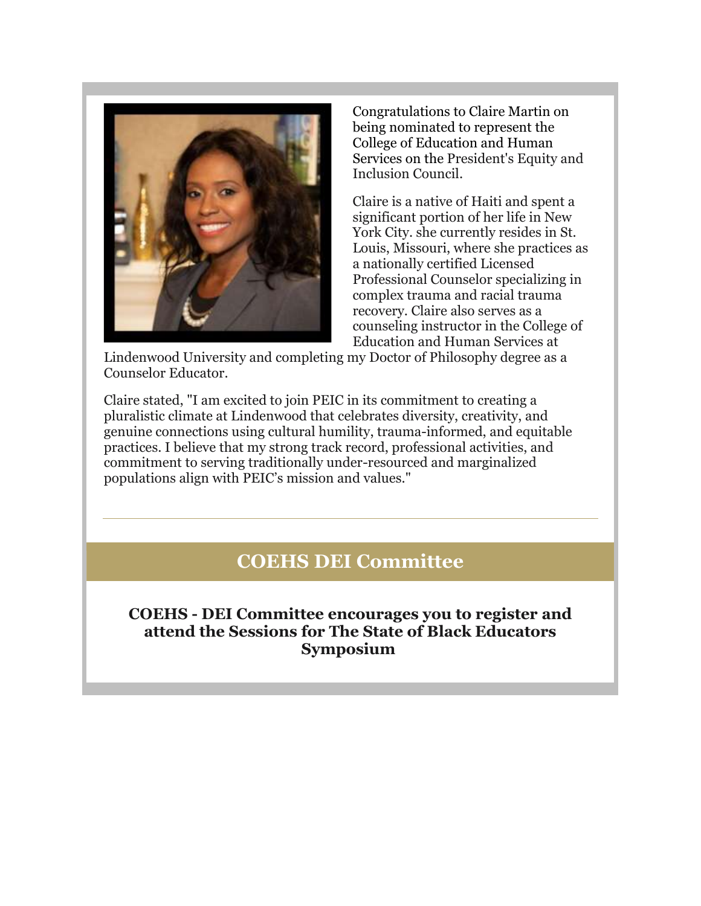Congratulations to Claire Martin on being nominated to represent the College of Education and Human Services on the President's Equity and Inclusion Council.

Claire is a native of Haiti and spent a significant portion of her life in New York City. she currently resides in St. Louis, Missouri, where she practices as a nationally certified Licensed Professional Counselor specializing in complex trauma and racial trauma recovery. Claire also serves as a counseling instructor in the College of Education and Human Services at Lindenwood University and completing my Doctor of Philosophy degree as a Counselor Educator.

Claire stated, "I am excited to join PEIC in its commitment to creating a pluralistic climate at Lindenwood that celebrates diversity, creativity, and genuine connections using cultural humility, trauma-informed, and equitable practices. I believe that my strong track record, professional activities, and commitment to serving traditionally under-resourced and marginalized populations align with PEIC's mission and values."

---

## COEHS DEI Committee

**COEHS - DEI Committee encourages you to register and attend the Sessions for The State of Black Educators Symposium**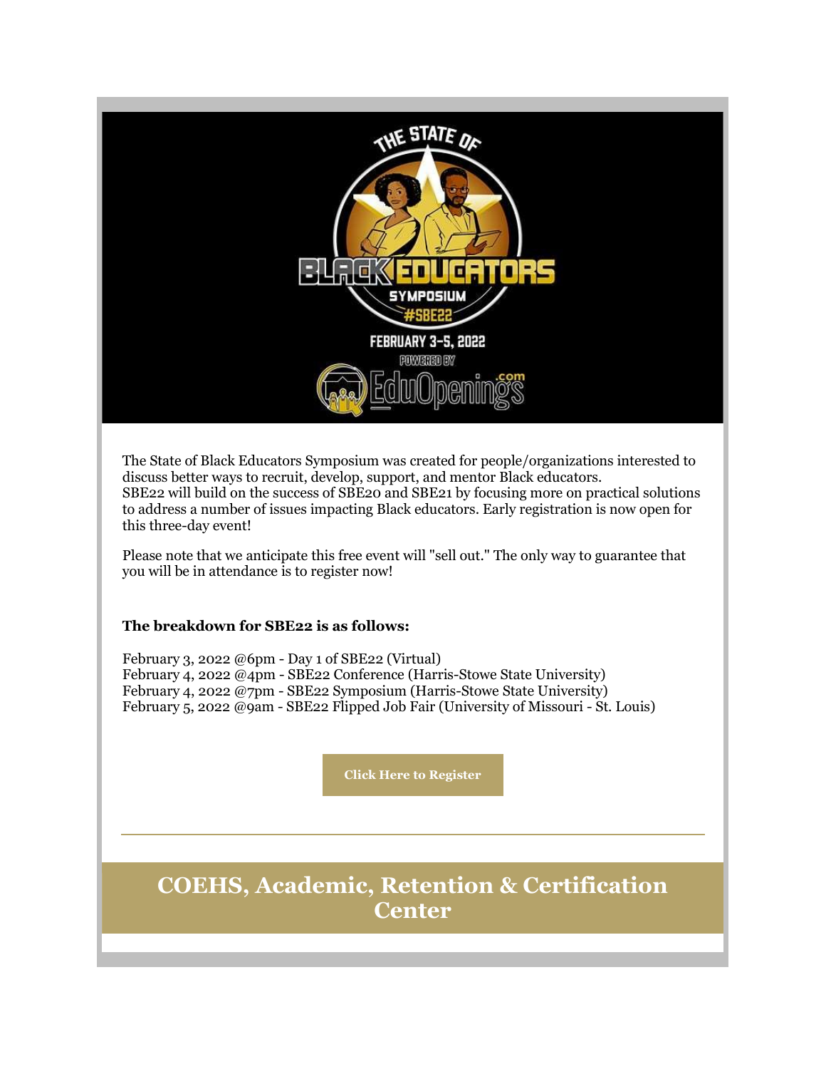THE STATE OF BLACK EDUCATORS SYMPOSIUM #SBE22

FEBRUARY 3-5, 2022

POWERED BY EduOpenings.com

The State of Black Educators Symposium was created for people/organizations interested to discuss better ways to recruit, develop, support, and mentor Black educators. SBE22 will build on the success of SBE20 and SBE21 by focusing more on practical solutions to address a number of issues impacting Black educators. Early registration is now open for this three-day event!

Please note that we anticipate this free event will "sell out." The only way to guarantee that you will be in attendance is to register now!

**The breakdown for SBE22 is as follows:**

February 3, 2022 @6pm - Day 1 of SBE22 (Virtual)
February 4, 2022 @4pm - SBE22 Conference (Harris-Stowe State University)
February 4, 2022 @7pm - SBE22 Symposium (Harris-Stowe State University)
February 5, 2022 @9am - SBE22 Flipped Job Fair (University of Missouri - St. Louis)

**Click Here to Register**

---

## COEHS, Academic, Retention & Certification Center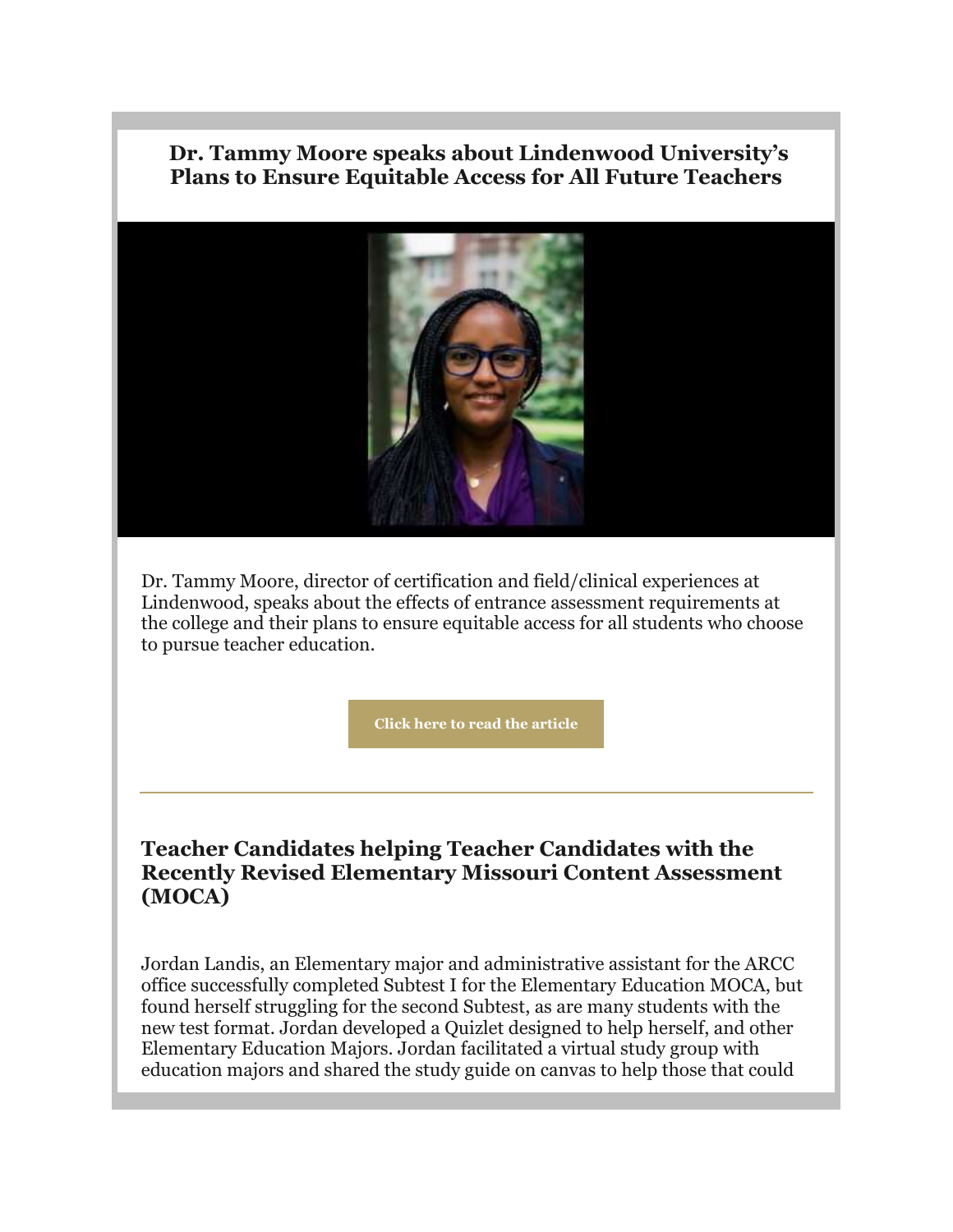## Dr. Tammy Moore speaks about Lindenwood University's Plans to Ensure Equitable Access for All Future Teachers

Dr. Tammy Moore, director of certification and field/clinical experiences at Lindenwood, speaks about the effects of entrance assessment requirements at the college and their plans to ensure equitable access for all students who choose to pursue teacher education.

**Click here to read the article**

---

## Teacher Candidates helping Teacher Candidates with the Recently Revised Elementary Missouri Content Assessment (MOCA)

Jordan Landis, an Elementary major and administrative assistant for the ARCC office successfully completed Subtest I for the Elementary Education MOCA, but found herself struggling for the second Subtest, as are many students with the new test format. Jordan developed a Quizlet designed to help herself, and other Elementary Education Majors. Jordan facilitated a virtual study group with education majors and shared the study guide on canvas to help those that could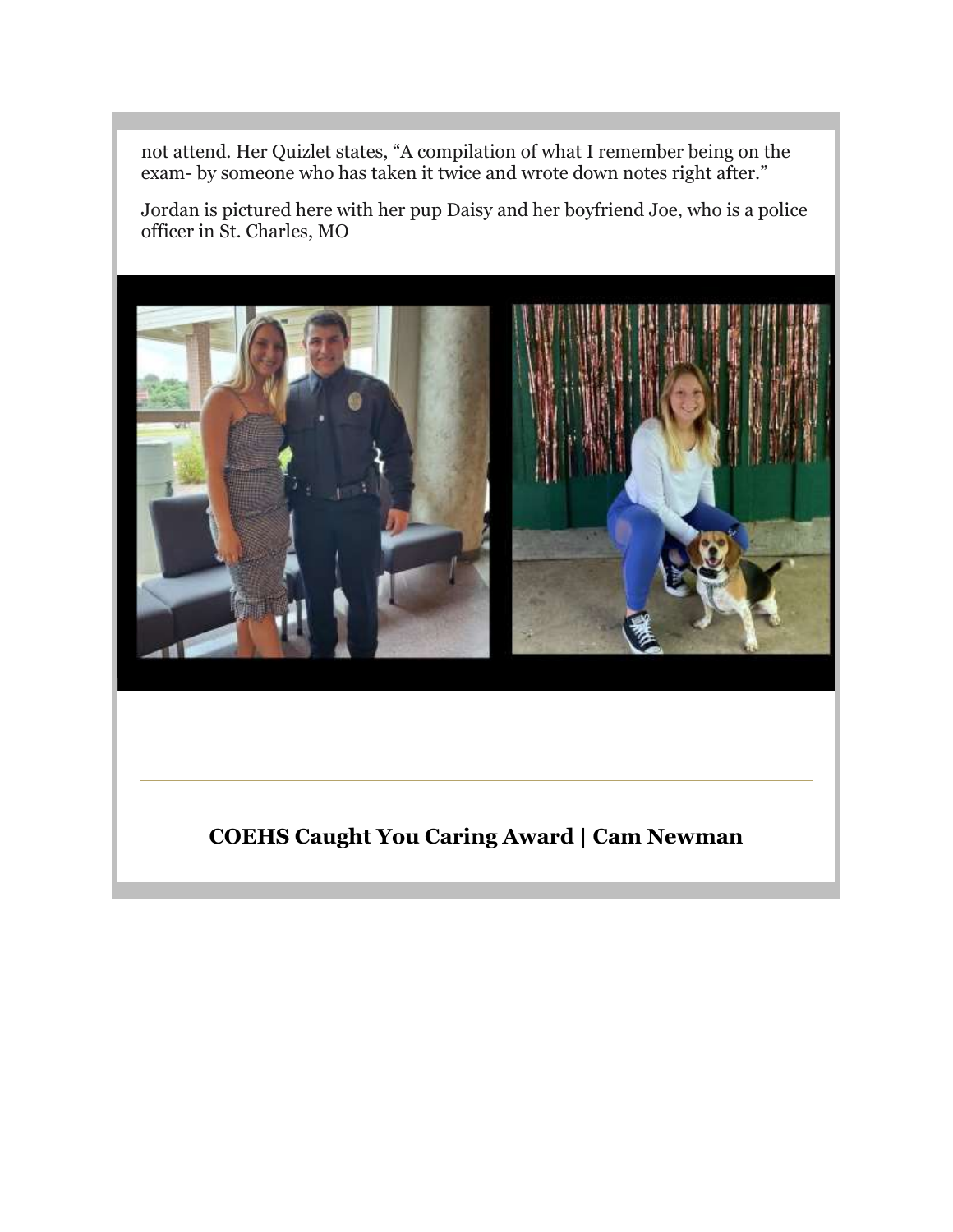not attend. Her Quizlet states, “A compilation of what I remember being on the exam- by someone who has taken it twice and wrote down notes right after.”

Jordan is pictured here with her pup Daisy and her boyfriend Joe, who is a police officer in St. Charles, MO

---

## COEHS Caught You Caring Award | Cam Newman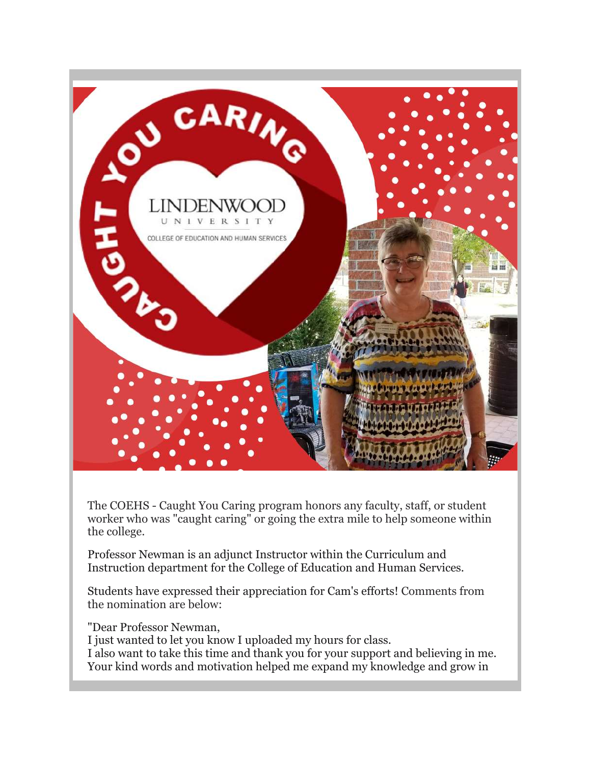The COEHS - Caught You Caring program honors any faculty, staff, or student worker who was "caught caring" or going the extra mile to help someone within the college.

Professor Newman is an adjunct Instructor within the Curriculum and Instruction department for the College of Education and Human Services.

Students have expressed their appreciation for Cam's efforts! Comments from the nomination are below:

"Dear Professor Newman,
I just wanted to let you know I uploaded my hours for class.
I also want to take this time and thank you for your support and believing in me. Your kind words and motivation helped me expand my knowledge and grow in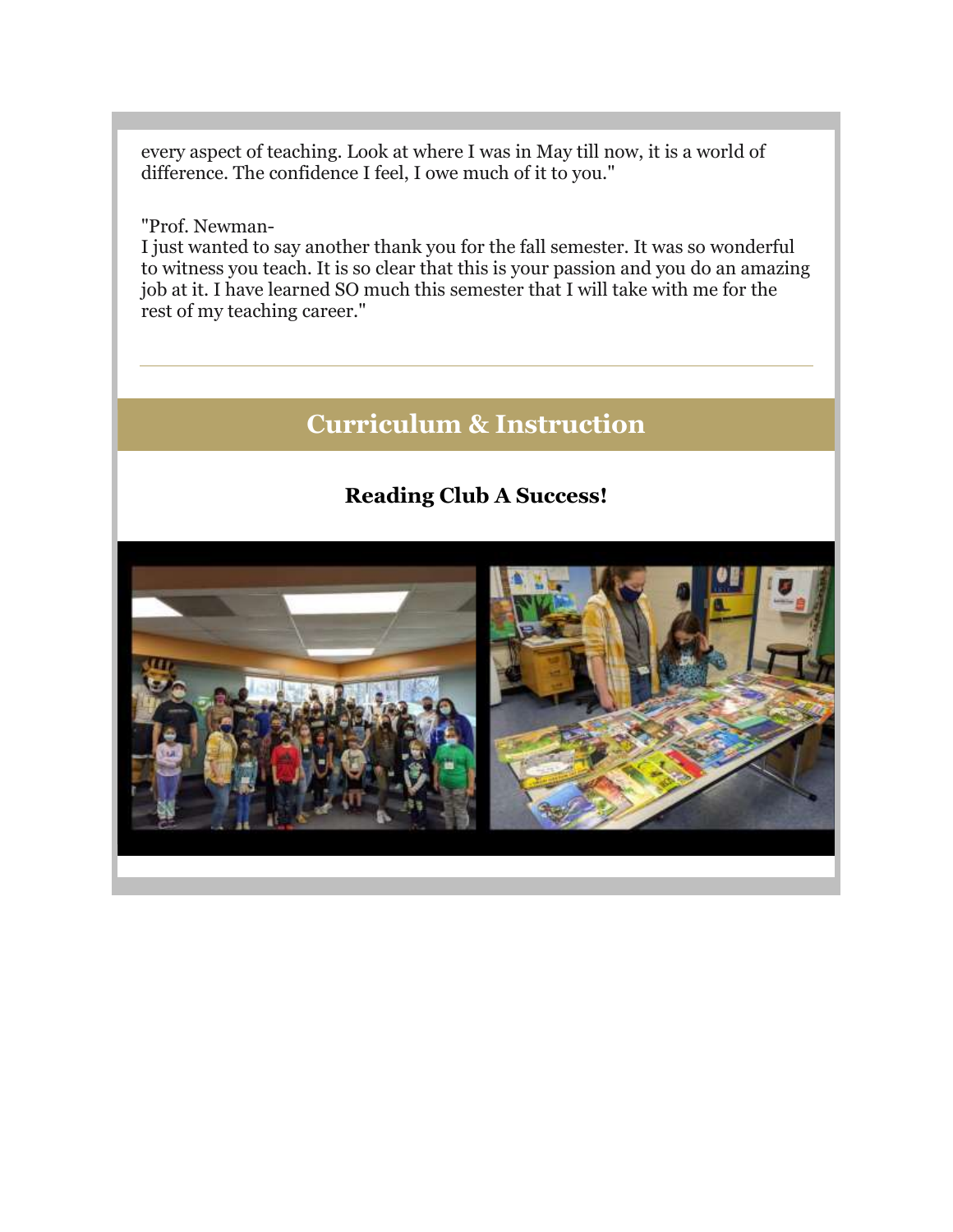every aspect of teaching. Look at where I was in May till now, it is a world of difference. The confidence I feel, I owe much of it to you."

"Prof. Newman-
I just wanted to say another thank you for the fall semester. It was so wonderful to witness you teach. It is so clear that this is your passion and you do an amazing job at it. I have learned SO much this semester that I will take with me for the rest of my teaching career."

---

## Curriculum & Instruction

### Reading Club A Success!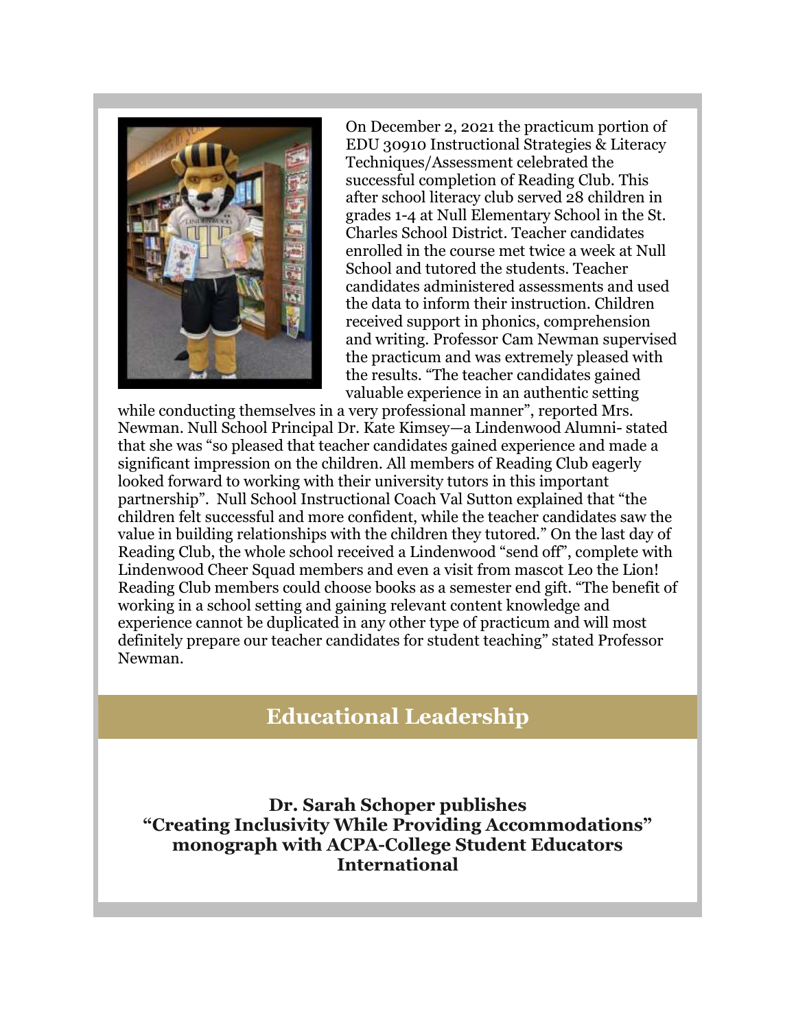On December 2, 2021 the practicum portion of EDU 30910 Instructional Strategies & Literacy Techniques/Assessment celebrated the successful completion of Reading Club. This after school literacy club served 28 children in grades 1-4 at Null Elementary School in the St. Charles School District. Teacher candidates enrolled in the course met twice a week at Null School and tutored the students. Teacher candidates administered assessments and used the data to inform their instruction. Children received support in phonics, comprehension and writing. Professor Cam Newman supervised the practicum and was extremely pleased with the results. "The teacher candidates gained valuable experience in an authentic setting while conducting themselves in a very professional manner", reported Mrs. Newman. Null School Principal Dr. Kate Kimsey—a Lindenwood Alumni- stated that she was "so pleased that teacher candidates gained experience and made a significant impression on the children. All members of Reading Club eagerly looked forward to working with their university tutors in this important partnership". Null School Instructional Coach Val Sutton explained that "the children felt successful and more confident, while the teacher candidates saw the value in building relationships with the children they tutored." On the last day of Reading Club, the whole school received a Lindenwood "send off", complete with Lindenwood Cheer Squad members and even a visit from mascot Leo the Lion! Reading Club members could choose books as a semester end gift. "The benefit of working in a school setting and gaining relevant content knowledge and experience cannot be duplicated in any other type of practicum and will most definitely prepare our teacher candidates for student teaching" stated Professor Newman.

## Educational Leadership

**Dr. Sarah Schoper publishes "Creating Inclusivity While Providing Accommodations" monograph with ACPA-College Student Educators International**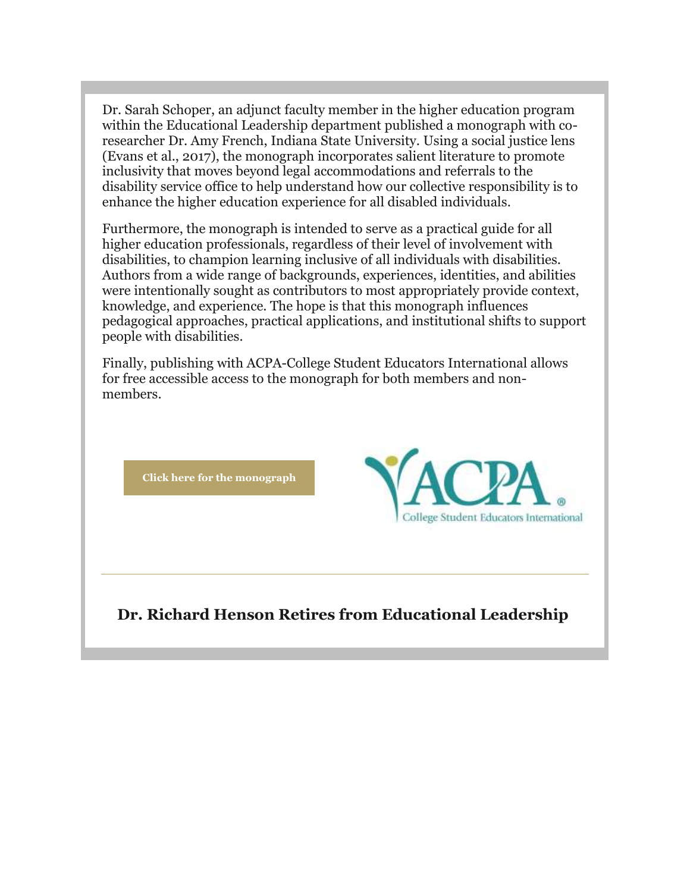Dr. Sarah Schoper, an adjunct faculty member in the higher education program within the Educational Leadership department published a monograph with co-researcher Dr. Amy French, Indiana State University. Using a social justice lens (Evans et al., 2017), the monograph incorporates salient literature to promote inclusivity that moves beyond legal accommodations and referrals to the disability service office to help understand how our collective responsibility is to enhance the higher education experience for all disabled individuals.

Furthermore, the monograph is intended to serve as a practical guide for all higher education professionals, regardless of their level of involvement with disabilities, to champion learning inclusive of all individuals with disabilities. Authors from a wide range of backgrounds, experiences, identities, and abilities were intentionally sought as contributors to most appropriately provide context, knowledge, and experience. The hope is that this monograph influences pedagogical approaches, practical applications, and institutional shifts to support people with disabilities.

Finally, publishing with ACPA-College Student Educators International allows for free accessible access to the monograph for both members and non-members.

**Click here for the monograph**

ACPA® College Student Educators International

---

## Dr. Richard Henson Retires from Educational Leadership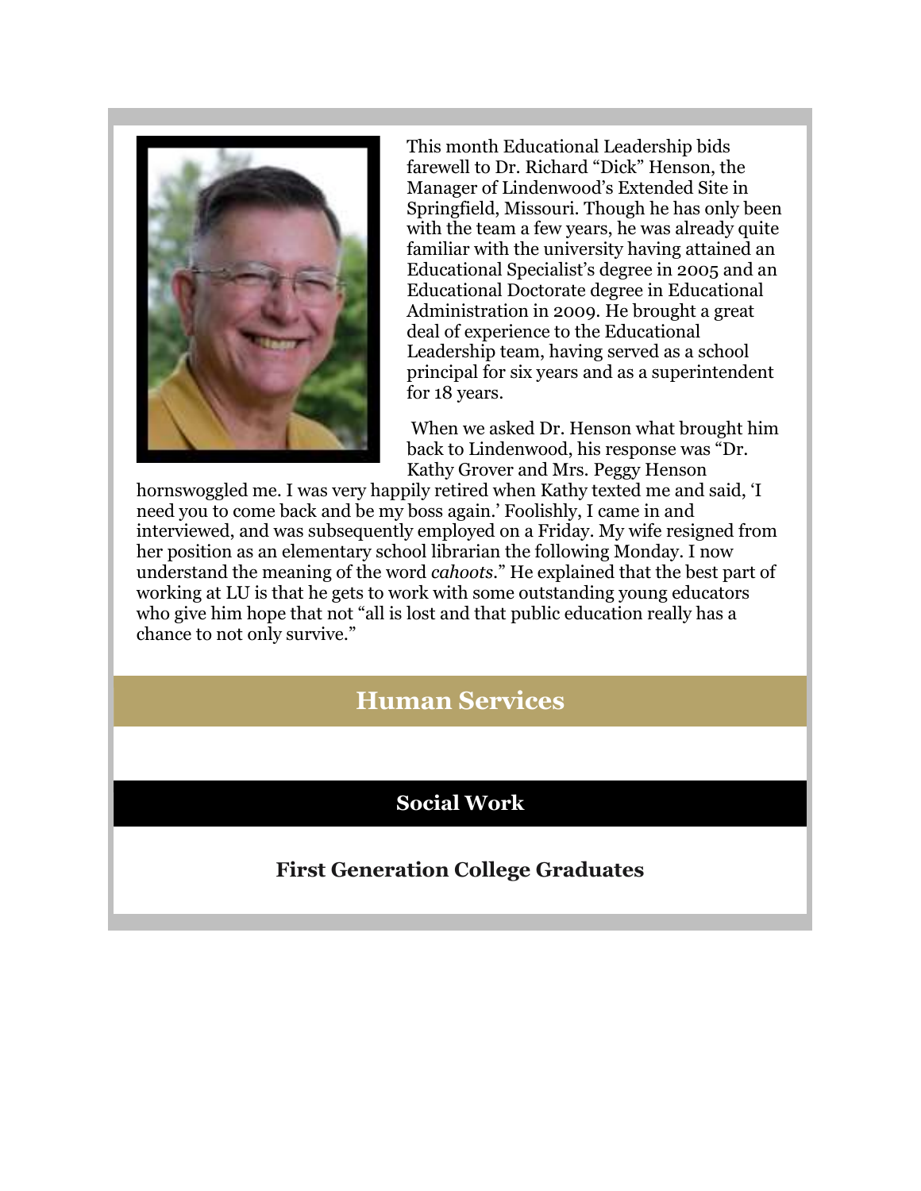This month Educational Leadership bids farewell to Dr. Richard "Dick" Henson, the Manager of Lindenwood's Extended Site in Springfield, Missouri. Though he has only been with the team a few years, he was already quite familiar with the university having attained an Educational Specialist's degree in 2005 and an Educational Doctorate degree in Educational Administration in 2009. He brought a great deal of experience to the Educational Leadership team, having served as a school principal for six years and as a superintendent for 18 years.

When we asked Dr. Henson what brought him back to Lindenwood, his response was "Dr. Kathy Grover and Mrs. Peggy Henson hornswoggled me. I was very happily retired when Kathy texted me and said, 'I need you to come back and be my boss again.' Foolishly, I came in and interviewed, and was subsequently employed on a Friday. My wife resigned from her position as an elementary school librarian the following Monday. I now understand the meaning of the word *cahoots*." He explained that the best part of working at LU is that he gets to work with some outstanding young educators who give him hope that not "all is lost and that public education really has a chance to not only survive."

## Human Services

## Social Work

### First Generation College Graduates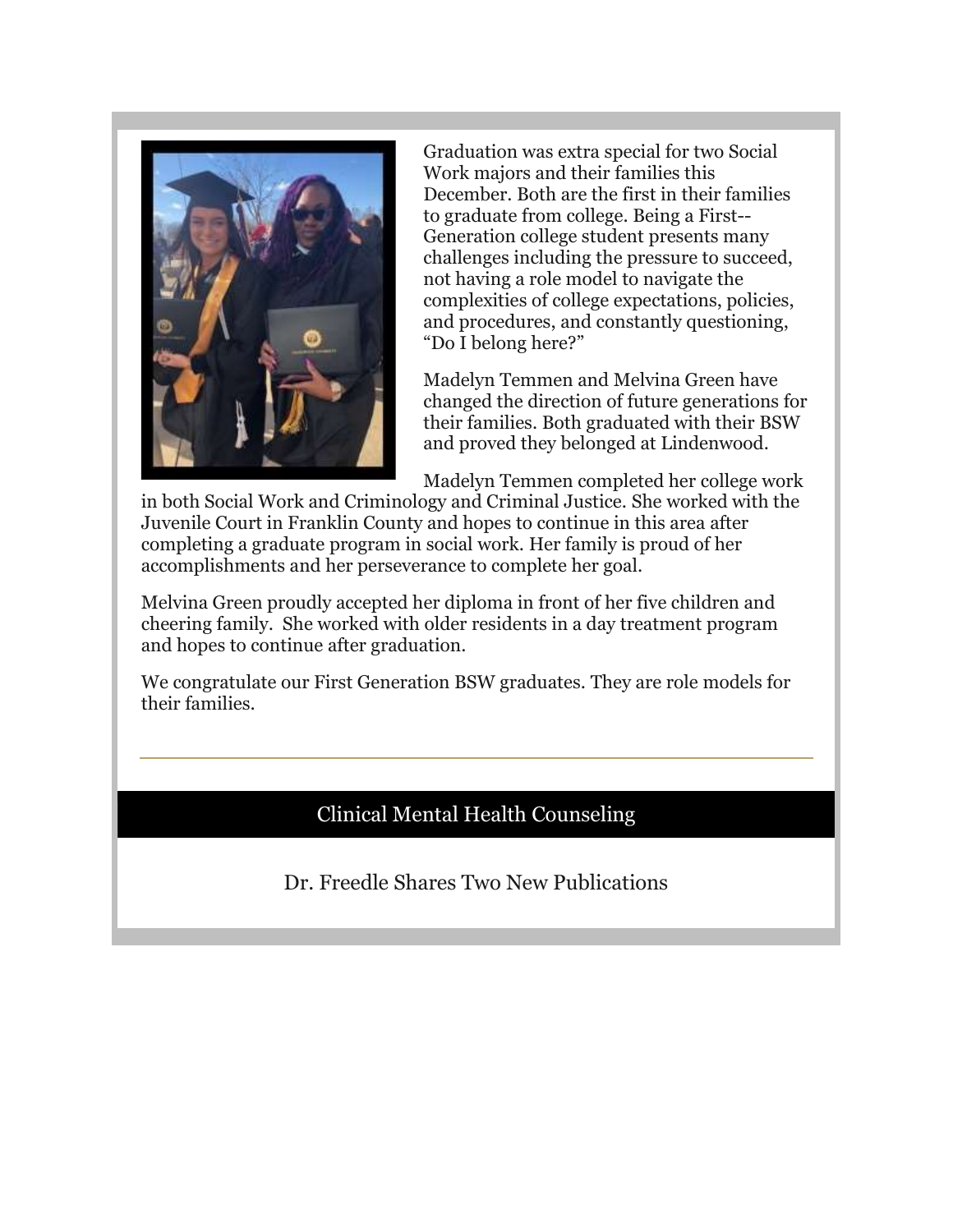Graduation was extra special for two Social Work majors and their families this December. Both are the first in their families to graduate from college. Being a First--Generation college student presents many challenges including the pressure to succeed, not having a role model to navigate the complexities of college expectations, policies, and procedures, and constantly questioning, "Do I belong here?"

Madelyn Temmen and Melvina Green have changed the direction of future generations for their families. Both graduated with their BSW and proved they belonged at Lindenwood.

Madelyn Temmen completed her college work in both Social Work and Criminology and Criminal Justice. She worked with the Juvenile Court in Franklin County and hopes to continue in this area after completing a graduate program in social work. Her family is proud of her accomplishments and her perseverance to complete her goal.

Melvina Green proudly accepted her diploma in front of her five children and cheering family. She worked with older residents in a day treatment program and hopes to continue after graduation.

We congratulate our First Generation BSW graduates. They are role models for their families.

---

## Clinical Mental Health Counseling

### Dr. Freedle Shares Two New Publications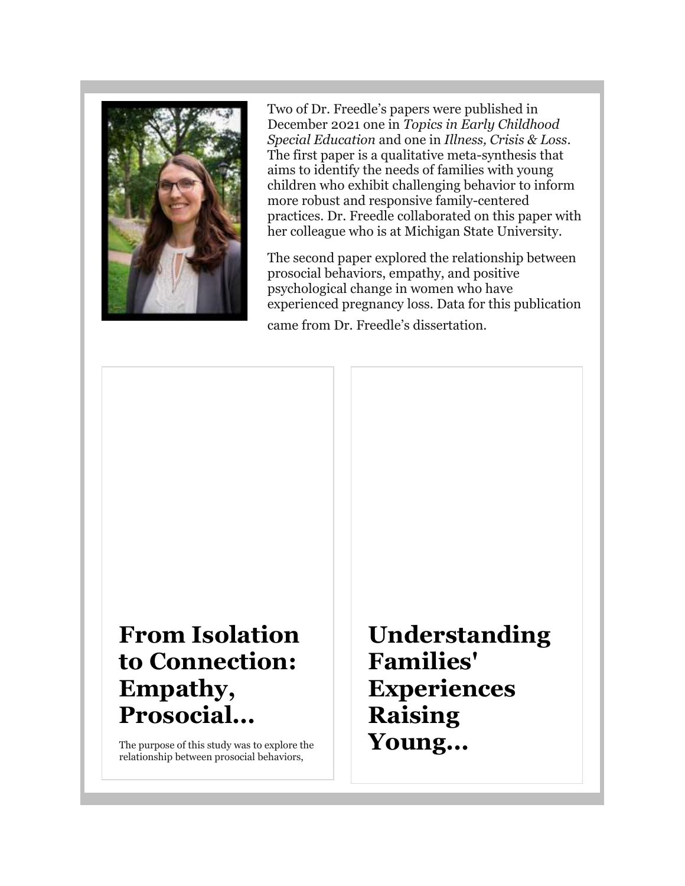Two of Dr. Freedle's papers were published in December 2021 one in *Topics in Early Childhood Special Education* and one in *Illness, Crisis & Loss*. The first paper is a qualitative meta-synthesis that aims to identify the needs of families with young children who exhibit challenging behavior to inform more robust and responsive family-centered practices. Dr. Freedle collaborated on this paper with her colleague who is at Michigan State University.

The second paper explored the relationship between prosocial behaviors, empathy, and positive psychological change in women who have experienced pregnancy loss. Data for this publication came from Dr. Freedle's dissertation.

## From Isolation to Connection: Empathy, Prosocial...

The purpose of this study was to explore the relationship between prosocial behaviors,

## Understanding Families' Experiences Raising Young...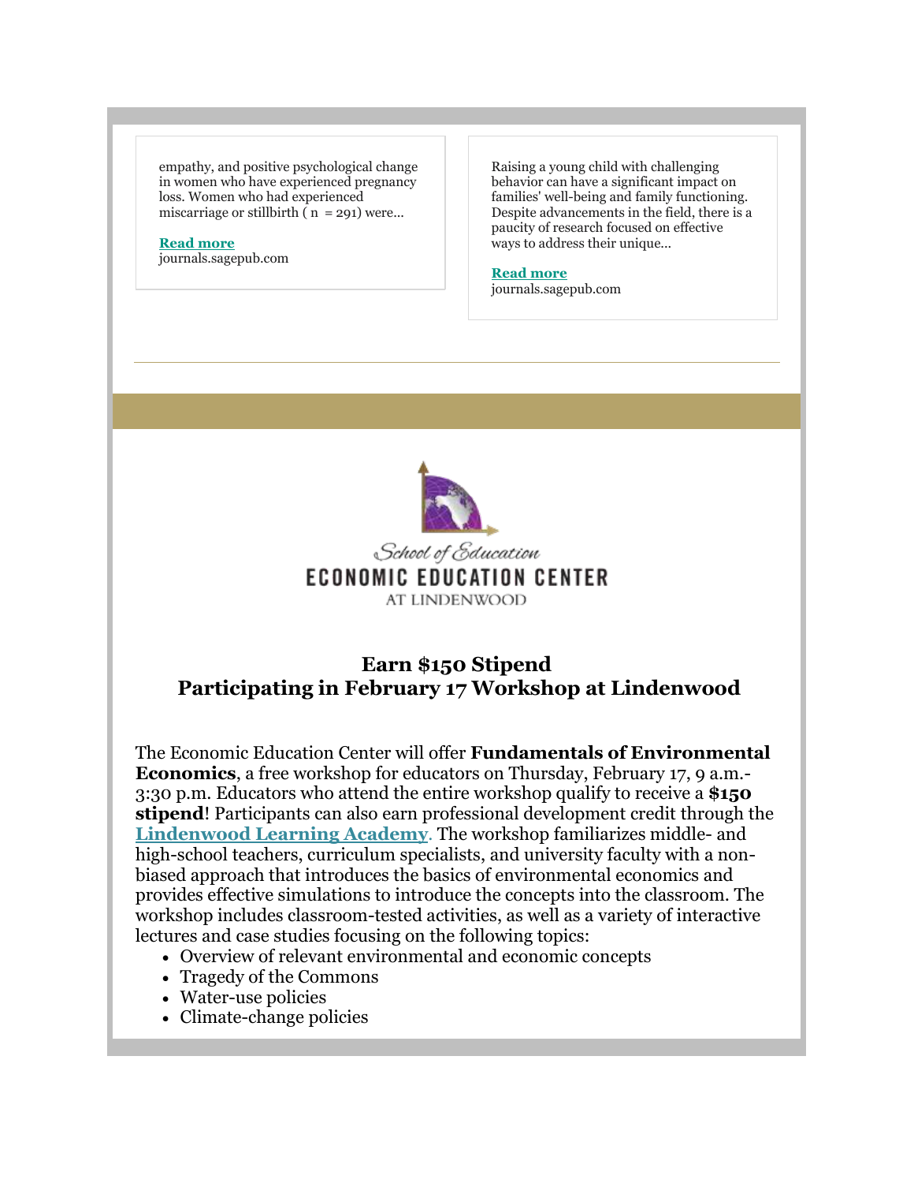empathy, and positive psychological change in women who have experienced pregnancy loss. Women who had experienced miscarriage or stillbirth ( n = 291) were...

**Read more**
journals.sagepub.com

Raising a young child with challenging behavior can have a significant impact on families' well-being and family functioning. Despite advancements in the field, there is a paucity of research focused on effective ways to address their unique...

**Read more**
journals.sagepub.com

---

School of Education
ECONOMIC EDUCATION CENTER
AT LINDENWOOD

## Earn $150 Stipend
## Participating in February 17 Workshop at Lindenwood

The Economic Education Center will offer **Fundamentals of Environmental Economics**, a free workshop for educators on Thursday, February 17, 9 a.m.-3:30 p.m. Educators who attend the entire workshop qualify to receive a **$150 stipend**! Participants can also earn professional development credit through the **Lindenwood Learning Academy**. The workshop familiarizes middle- and high-school teachers, curriculum specialists, and university faculty with a non-biased approach that introduces the basics of environmental economics and provides effective simulations to introduce the concepts into the classroom. The workshop includes classroom-tested activities, as well as a variety of interactive lectures and case studies focusing on the following topics:

- Overview of relevant environmental and economic concepts
- Tragedy of the Commons
- Water-use policies
- Climate-change policies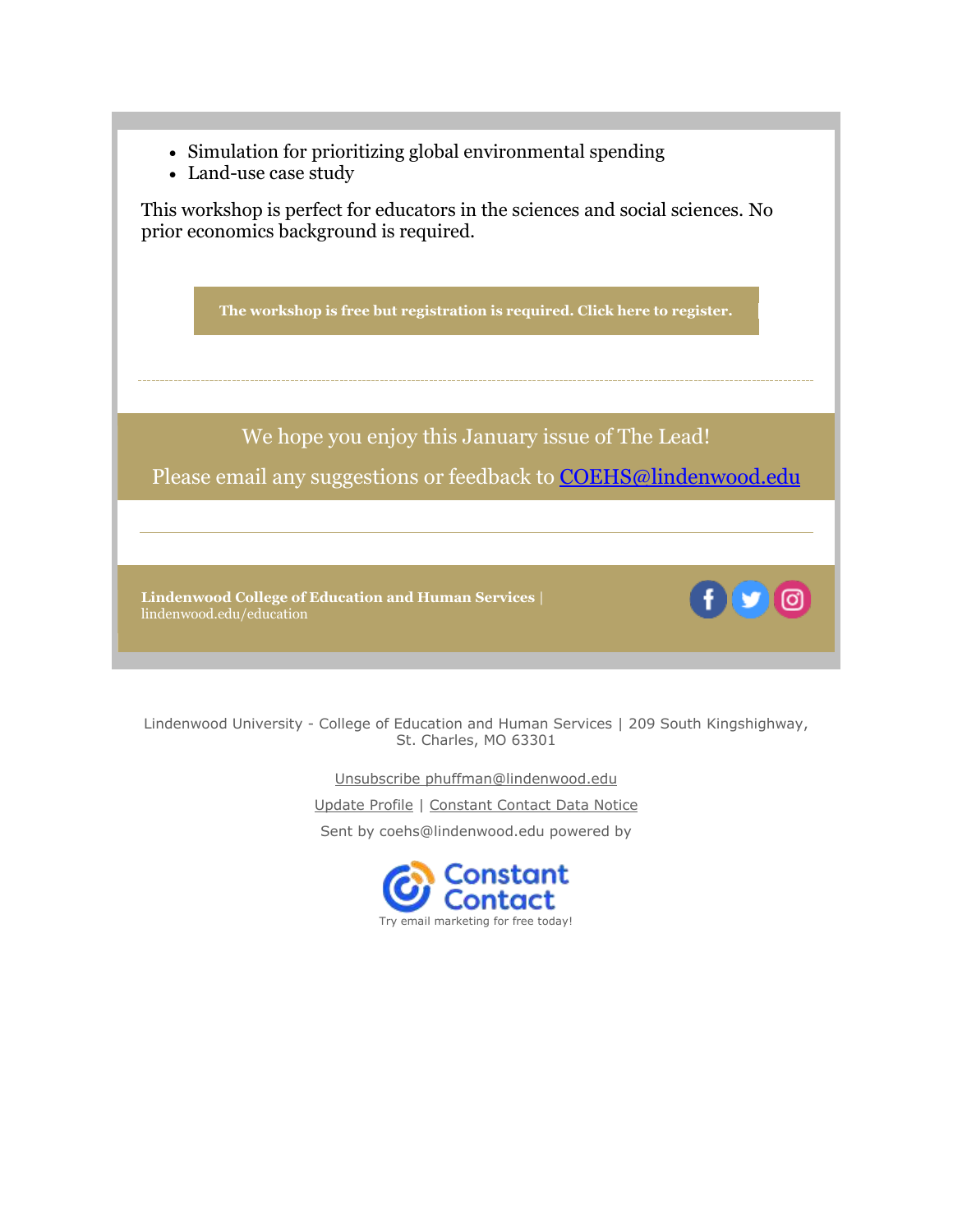- Simulation for prioritizing global environmental spending
- Land-use case study

This workshop is perfect for educators in the sciences and social sciences. No prior economics background is required.

**The workshop is free but registration is required. Click here to register.**

---

We hope you enjoy this January issue of The Lead!

Please email any suggestions or feedback to COEHS@lindenwood.edu

---

**Lindenwood College of Education and Human Services** | lindenwood.edu/education

Lindenwood University - College of Education and Human Services | 209 South Kingshighway, St. Charles, MO 63301

Unsubscribe phuffman@lindenwood.edu

Update Profile | Constant Contact Data Notice

Sent by coehs@lindenwood.edu powered by

Constant Contact

Try email marketing for free today!